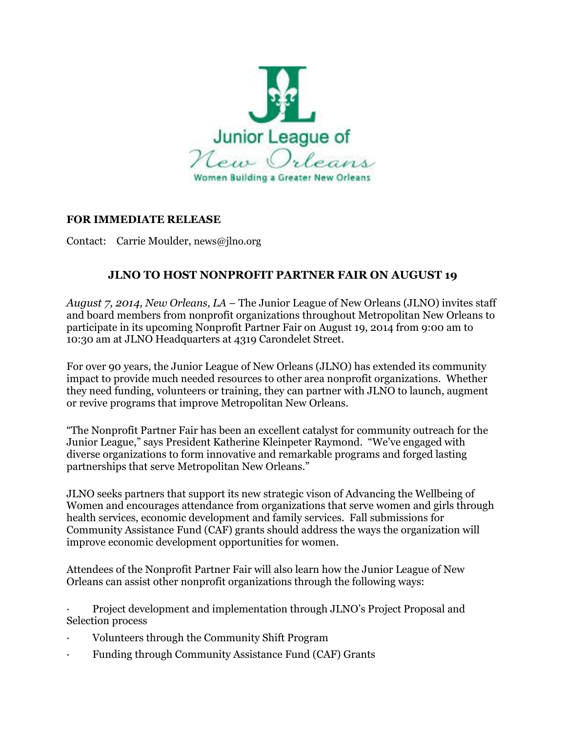Junior League of New Orleans

Women Building a Greater New Orleans

**FOR IMMEDIATE RELEASE**

Contact: Carrie Moulder, news@jlno.org

## JLNO TO HOST NONPROFIT PARTNER FAIR ON AUGUST 19

*August 7, 2014, New Orleans, LA* – The Junior League of New Orleans (JLNO) invites staff and board members from nonprofit organizations throughout Metropolitan New Orleans to participate in its upcoming Nonprofit Partner Fair on August 19, 2014 from 9:00 am to 10:30 am at JLNO Headquarters at 4319 Carondelet Street.

For over 90 years, the Junior League of New Orleans (JLNO) has extended its community impact to provide much needed resources to other area nonprofit organizations. Whether they need funding, volunteers or training, they can partner with JLNO to launch, augment or revive programs that improve Metropolitan New Orleans.

"The Nonprofit Partner Fair has been an excellent catalyst for community outreach for the Junior League," says President Katherine Kleinpeter Raymond. "We've engaged with diverse organizations to form innovative and remarkable programs and forged lasting partnerships that serve Metropolitan New Orleans."

JLNO seeks partners that support its new strategic vison of Advancing the Wellbeing of Women and encourages attendance from organizations that serve women and girls through health services, economic development and family services. Fall submissions for Community Assistance Fund (CAF) grants should address the ways the organization will improve economic development opportunities for women.

Attendees of the Nonprofit Partner Fair will also learn how the Junior League of New Orleans can assist other nonprofit organizations through the following ways:

- Project development and implementation through JLNO's Project Proposal and Selection process
- Volunteers through the Community Shift Program
- Funding through Community Assistance Fund (CAF) Grants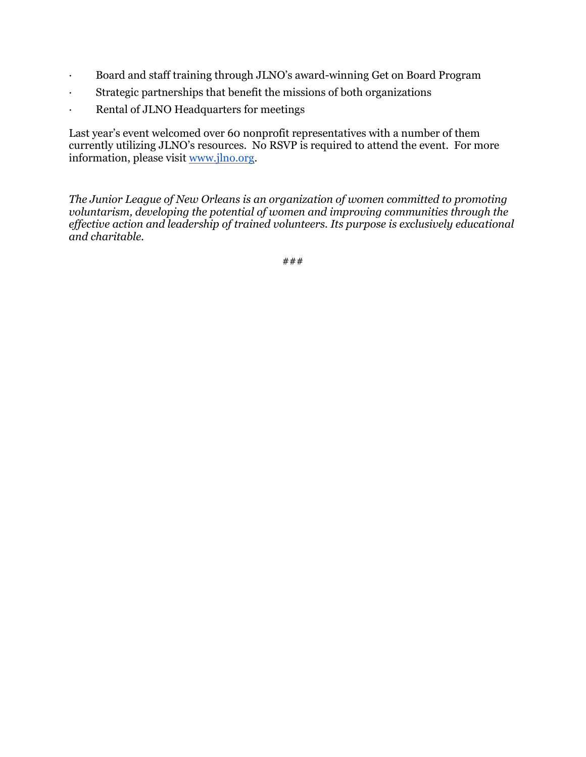- Board and staff training through JLNO's award-winning Get on Board Program
- Strategic partnerships that benefit the missions of both organizations
- Rental of JLNO Headquarters for meetings

Last year's event welcomed over 60 nonprofit representatives with a number of them currently utilizing JLNO's resources. No RSVP is required to attend the event. For more information, please visit [www.jlno.org](http://www.jlno.org).

*The Junior League of New Orleans is an organization of women committed to promoting voluntarism, developing the potential of women and improving communities through the effective action and leadership of trained volunteers. Its purpose is exclusively educational and charitable.*

###